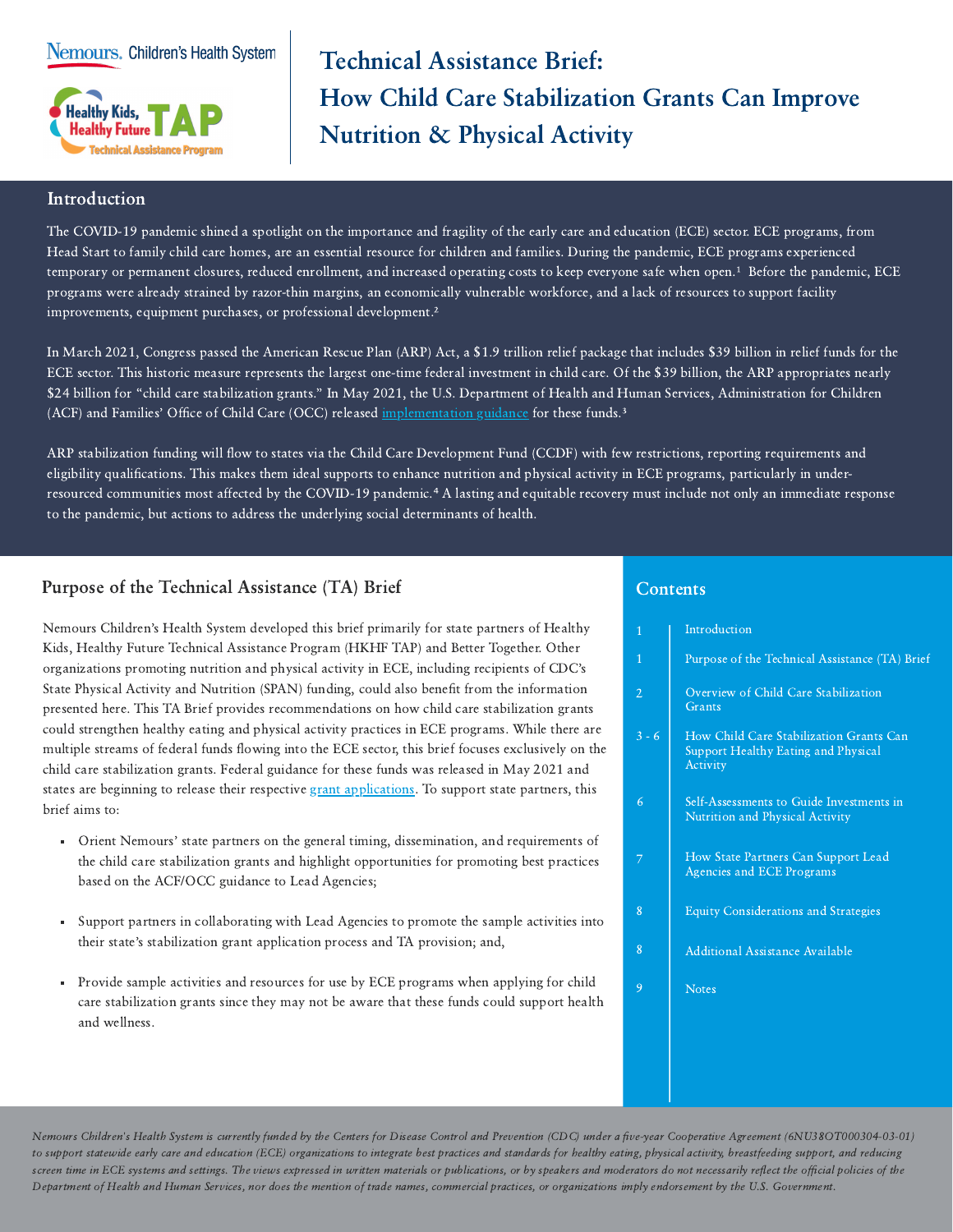Nemours. Children's Health System

Healthy Kids, Healthy Future TAP Technical Assistance Program

# Technical Assistance Brief: How Child Care Stabilization Grants Can Improve Nutrition & Physical Activity

## Introduction

The COVID-19 pandemic shined a spotlight on the importance and fragility of the early care and education (ECE) sector. ECE programs, from Head Start to family child care homes, are an essential resource for children and families. During the pandemic, ECE programs experienced temporary or permanent closures, reduced enrollment, and increased operating costs to keep everyone safe when open.[1] Before the pandemic, ECE programs were already strained by razor-thin margins, an economically vulnerable workforce, and a lack of resources to support facility improvements, equipment purchases, or professional development.[2]

In March 2021, Congress passed the American Rescue Plan (ARP) Act, a $1.9 trillion relief package that includes $39 billion in relief funds for the ECE sector. This historic measure represents the largest one-time federal investment in child care. Of the $39 billion, the ARP appropriates nearly $24 billion for "child care stabilization grants." In May 2021, the U.S. Department of Health and Human Services, Administration for Children (ACF) and Families' Office of Child Care (OCC) released implementation guidance for these funds.[3]

ARP stabilization funding will flow to states via the Child Care Development Fund (CCDF) with few restrictions, reporting requirements and eligibility qualifications. This makes them ideal supports to enhance nutrition and physical activity in ECE programs, particularly in under-resourced communities most affected by the COVID-19 pandemic.[4] A lasting and equitable recovery must include not only an immediate response to the pandemic, but actions to address the underlying social determinants of health.

## Purpose of the Technical Assistance (TA) Brief

Nemours Children's Health System developed this brief primarily for state partners of Healthy Kids, Healthy Future Technical Assistance Program (HKHF TAP) and Better Together. Other organizations promoting nutrition and physical activity in ECE, including recipients of CDC's State Physical Activity and Nutrition (SPAN) funding, could also benefit from the information presented here. This TA Brief provides recommendations on how child care stabilization grants could strengthen healthy eating and physical activity practices in ECE programs. While there are multiple streams of federal funds flowing into the ECE sector, this brief focuses exclusively on the child care stabilization grants. Federal guidance for these funds was released in May 2021 and states are beginning to release their respective grant applications. To support state partners, this brief aims to:

- Orient Nemours' state partners on the general timing, dissemination, and requirements of the child care stabilization grants and highlight opportunities for promoting best practices based on the ACF/OCC guidance to Lead Agencies;
- Support partners in collaborating with Lead Agencies to promote the sample activities into their state's stabilization grant application process and TA provision; and,
- Provide sample activities and resources for use by ECE programs when applying for child care stabilization grants since they may not be aware that these funds could support health and wellness.

## Contents

| Page | Section |
|---|---|
| 1 | Introduction |
| 1 | Purpose of the Technical Assistance (TA) Brief |
| 2 | Overview of Child Care Stabilization Grants |
| 3 - 6 | How Child Care Stabilization Grants Can Support Healthy Eating and Physical Activity |
| 6 | Self-Assessments to Guide Investments in Nutrition and Physical Activity |
| 7 | How State Partners Can Support Lead Agencies and ECE Programs |
| 8 | Equity Considerations and Strategies |
| 8 | Additional Assistance Available |
| 9 | Notes |

*Nemours Children's Health System is currently funded by the Centers for Disease Control and Prevention (CDC) under a five-year Cooperative Agreement (6NU38OT000304-03-01) to support statewide early care and education (ECE) organizations to integrate best practices and standards for healthy eating, physical activity, breastfeeding support, and reducing screen time in ECE systems and settings. The views expressed in written materials or publications, or by speakers and moderators do not necessarily reflect the official policies of the Department of Health and Human Services, nor does the mention of trade names, commercial practices, or organizations imply endorsement by the U.S. Government.*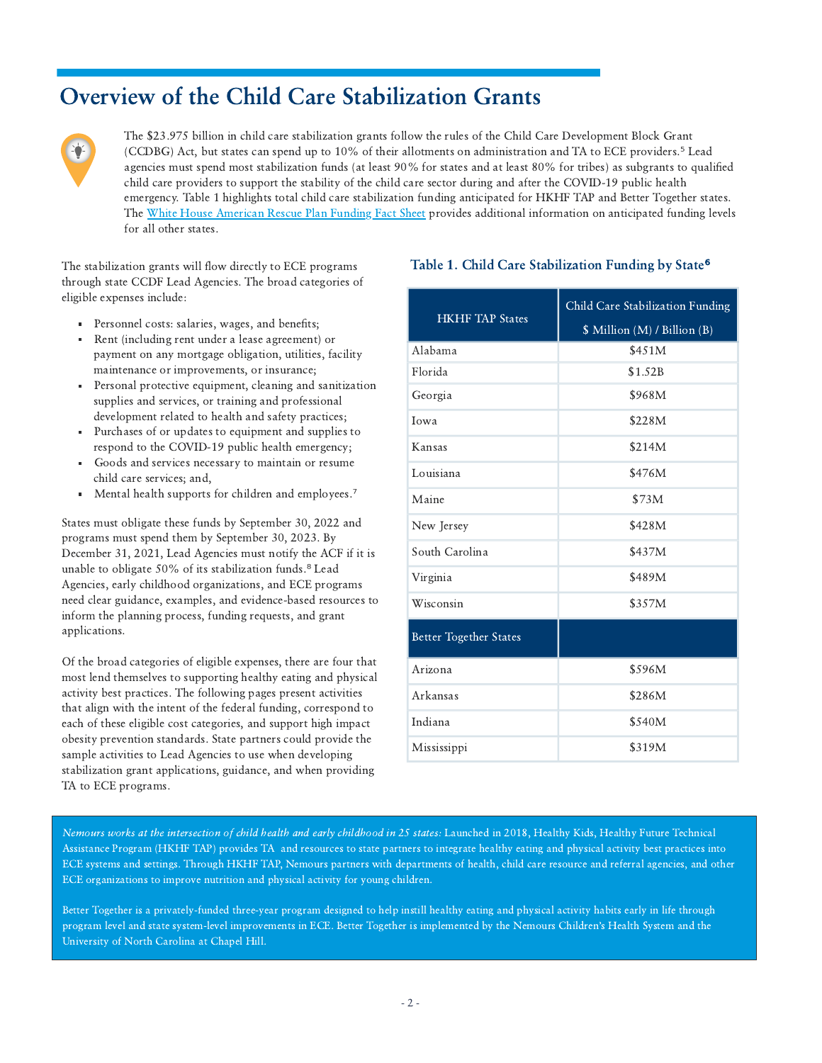# Overview of the Child Care Stabilization Grants

The $23.975 billion in child care stabilization grants follow the rules of the Child Care Development Block Grant (CCDBG) Act, but states can spend up to 10% of their allotments on administration and TA to ECE providers.[5] Lead agencies must spend most stabilization funds (at least 90% for states and at least 80% for tribes) as subgrants to qualified child care providers to support the stability of the child care sector during and after the COVID-19 public health emergency. Table 1 highlights total child care stabilization funding anticipated for HKHF TAP and Better Together states. The [White House American Rescue Plan Funding Fact Sheet]() provides additional information on anticipated funding levels for all other states.

The stabilization grants will flow directly to ECE programs through state CCDF Lead Agencies. The broad categories of eligible expenses include:

- Personnel costs: salaries, wages, and benefits;
- Rent (including rent under a lease agreement) or payment on any mortgage obligation, utilities, facility maintenance or improvements, or insurance;
- Personal protective equipment, cleaning and sanitization supplies and services, or training and professional development related to health and safety practices;
- Purchases of or updates to equipment and supplies to respond to the COVID-19 public health emergency;
- Goods and services necessary to maintain or resume child care services; and,
- Mental health supports for children and employees.[7]

States must obligate these funds by September 30, 2022 and programs must spend them by September 30, 2023. By December 31, 2021, Lead Agencies must notify the ACF if it is unable to obligate 50% of its stabilization funds.[8] Lead Agencies, early childhood organizations, and ECE programs need clear guidance, examples, and evidence-based resources to inform the planning process, funding requests, and grant applications.

Of the broad categories of eligible expenses, there are four that most lend themselves to supporting healthy eating and physical activity best practices. The following pages present activities that align with the intent of the federal funding, correspond to each of these eligible cost categories, and support high impact obesity prevention standards. State partners could provide the sample activities to Lead Agencies to use when developing stabilization grant applications, guidance, and when providing TA to ECE programs.

### Table 1. Child Care Stabilization Funding by State[6]

| HKHF TAP States | Child Care Stabilization Funding $ Million (M) / Billion (B) |
|---|---|
| Alabama | $451M |
| Florida | $1.52B |
| Georgia | $968M |
| Iowa | $228M |
| Kansas | $214M |
| Louisiana | $476M |
| Maine | $73M |
| New Jersey | $428M |
| South Carolina | $437M |
| Virginia | $489M |
| Wisconsin | $357M |
| **Better Together States** | |
| Arizona | $596M |
| Arkansas | $286M |
| Indiana | $540M |
| Mississippi | $319M |

*Nemours works at the intersection of child health and early childhood in 25 states:* Launched in 2018, Healthy Kids, Healthy Future Technical Assistance Program (HKHF TAP) provides TA and resources to state partners to integrate healthy eating and physical activity best practices into ECE systems and settings. Through HKHF TAP, Nemours partners with departments of health, child care resource and referral agencies, and other ECE organizations to improve nutrition and physical activity for young children.

Better Together is a privately-funded three-year program designed to help instill healthy eating and physical activity habits early in life through program level and state system-level improvements in ECE. Better Together is implemented by the Nemours Children's Health System and the University of North Carolina at Chapel Hill.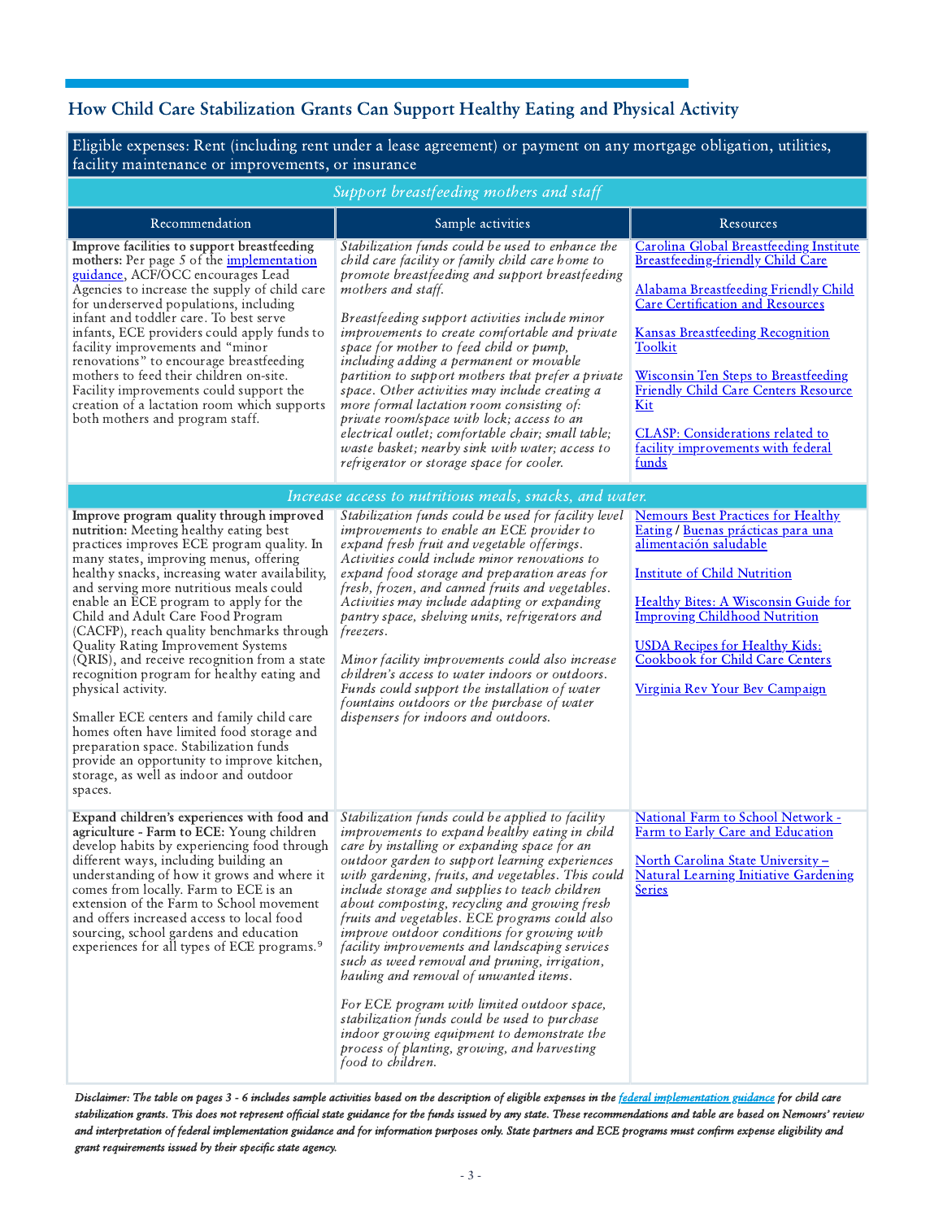## How Child Care Stabilization Grants Can Support Healthy Eating and Physical Activity

| Eligible expenses: Rent (including rent under a lease agreement) or payment on any mortgage obligation, utilities, facility maintenance or improvements, or insurance | | |
|---|---|---|
| *Support breastfeeding mothers and staff* | | |
| **Recommendation** | **Sample activities** | **Resources** |
| **Improve facilities to support breastfeeding mothers:** Per page 5 of the implementation guidance, ACF/OCC encourages Lead Agencies to increase the supply of child care for underserved populations, including infant and toddler care. To best serve infants, ECE providers could apply funds to facility improvements and "minor renovations" to encourage breastfeeding mothers to feed their children on-site. Facility improvements could support the creation of a lactation room which supports both mothers and program staff. | *Stabilization funds could be used to enhance the child care facility or family child care home to promote breastfeeding and support breastfeeding mothers and staff.*<br><br>*Breastfeeding support activities include minor improvements to create comfortable and private space for mother to feed child or pump, including adding a permanent or movable partition to support mothers that prefer a private space. Other activities may include creating a more formal lactation room consisting of: private room/space with lock; access to an electrical outlet; comfortable chair; small table; waste basket; nearby sink with water; access to refrigerator or storage space for cooler.* | Carolina Global Breastfeeding Institute Breastfeeding-friendly Child Care<br><br>Alabama Breastfeeding Friendly Child Care Certification and Resources<br><br>Kansas Breastfeeding Recognition Toolkit<br><br>Wisconsin Ten Steps to Breastfeeding Friendly Child Care Centers Resource Kit<br><br>CLASP: Considerations related to facility improvements with federal funds |
| *Increase access to nutritious meals, snacks, and water.* | | |
| **Improve program quality through improved nutrition:** Meeting healthy eating best practices improves ECE program quality. In many states, improving menus, offering healthy snacks, increasing water availability, and serving more nutritious meals could enable an ECE program to apply for the Child and Adult Care Food Program (CACFP), reach quality benchmarks through Quality Rating Improvement Systems (QRIS), and receive recognition from a state recognition program for healthy eating and physical activity.<br><br>Smaller ECE centers and family child care homes often have limited food storage and preparation space. Stabilization funds provide an opportunity to improve kitchen, storage, as well as indoor and outdoor spaces. | *Stabilization funds could be used for facility level improvements to enable an ECE provider to expand fresh fruit and vegetable offerings. Activities could include minor renovations to expand food storage and preparation areas for fresh, frozen, and canned fruits and vegetables. Activities may include adapting or expanding pantry space, shelving units, refrigerators and freezers.*<br><br>*Minor facility improvements could also increase children's access to water indoors or outdoors. Funds could support the installation of water fountains outdoors or the purchase of water dispensers for indoors and outdoors.* | Nemours Best Practices for Healthy Eating / Buenas prácticas para una alimentación saludable<br><br>Institute of Child Nutrition<br><br>Healthy Bites: A Wisconsin Guide for Improving Childhood Nutrition<br><br>USDA Recipes for Healthy Kids: Cookbook for Child Care Centers<br><br>Virginia Rev Your Bev Campaign |
| **Expand children's experiences with food and agriculture - Farm to ECE:** Young children develop habits by experiencing food through different ways, including building an understanding of how it grows and where it comes from locally. Farm to ECE is an extension of the Farm to School movement and offers increased access to local food sourcing, school gardens and education experiences for all types of ECE programs.[9] | *Stabilization funds could be applied to facility improvements to expand healthy eating in child care by installing or expanding space for an outdoor garden to support learning experiences with gardening, fruits, and vegetables. This could include storage and supplies to teach children about composting, recycling and growing fresh fruits and vegetables. ECE programs could also improve outdoor conditions for growing with facility improvements and landscaping services such as weed removal and pruning, irrigation, hauling and removal of unwanted items.*<br><br>*For ECE program with limited outdoor space, stabilization funds could be used to purchase indoor growing equipment to demonstrate the process of planting, growing, and harvesting food to children.* | National Farm to School Network - Farm to Early Care and Education<br><br>North Carolina State University – Natural Learning Initiative Gardening Series |

***Disclaimer:** The table on pages 3 - 6 includes sample activities based on the description of eligible expenses in the federal implementation guidance for child care stabilization grants. This does not represent official state guidance for the funds issued by any state. These recommendations and table are based on Nemours' review and interpretation of federal implementation guidance and for information purposes only. State partners and ECE programs must confirm expense eligibility and grant requirements issued by their specific state agency.*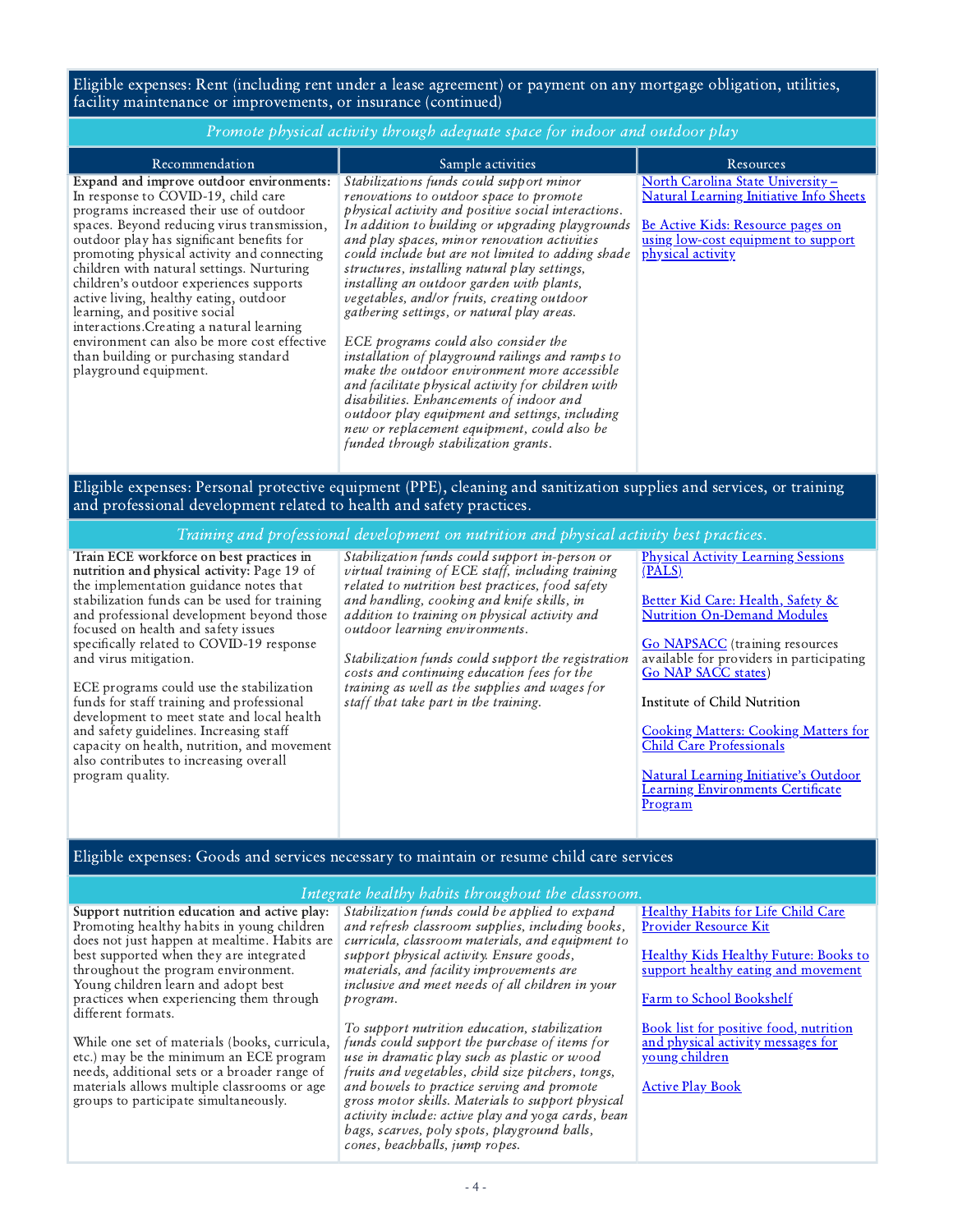## Eligible expenses: Rent (including rent under a lease agreement) or payment on any mortgage obligation, utilities, facility maintenance or improvements, or insurance (continued)

### *Promote physical activity through adequate space for indoor and outdoor play*

| Recommendation | Sample activities | Resources |
|---|---|---|
| **Expand and improve outdoor environments:** In response to COVID-19, child care programs increased their use of outdoor spaces. Beyond reducing virus transmission, outdoor play has significant benefits for promoting physical activity and connecting children with natural settings. Nurturing children's outdoor experiences supports active living, healthy eating, outdoor learning, and positive social interactions.Creating a natural learning environment can also be more cost effective than building or purchasing standard playground equipment. | *Stabilizations funds could support minor renovations to outdoor space to promote physical activity and positive social interactions. In addition to building or upgrading playgrounds and play spaces, minor renovation activities could include but are not limited to adding shade structures, installing natural play settings, installing an outdoor garden with plants, vegetables, and/or fruits, creating outdoor gathering settings, or natural play areas.*<br><br>*ECE programs could also consider the installation of playground railings and ramps to make the outdoor environment more accessible and facilitate physical activity for children with disabilities. Enhancements of indoor and outdoor play equipment and settings, including new or replacement equipment, could also be funded through stabilization grants.* | North Carolina State University – Natural Learning Initiative Info Sheets<br><br>Be Active Kids: Resource pages on using low-cost equipment to support physical activity |

## Eligible expenses: Personal protective equipment (PPE), cleaning and sanitization supplies and services, or training and professional development related to health and safety practices.

### *Training and professional development on nutrition and physical activity best practices.*

| Recommendation | Sample activities | Resources |
|---|---|---|
| **Train ECE workforce on best practices in nutrition and physical activity:** Page 19 of the implementation guidance notes that stabilization funds can be used for training and professional development beyond those focused on health and safety issues specifically related to COVID-19 response and virus mitigation.<br><br>ECE programs could use the stabilization funds for staff training and professional development to meet state and local health and safety guidelines. Increasing staff capacity on health, nutrition, and movement also contributes to increasing overall program quality. | *Stabilization funds could support in-person or virtual training of ECE staff, including training related to nutrition best practices, food safety and handling, cooking and knife skills, in addition to training on physical activity and outdoor learning environments.*<br><br>*Stabilization funds could support the registration costs and continuing education fees for the training as well as the supplies and wages for staff that take part in the training.* | Physical Activity Learning Sessions (PALS)<br><br>Better Kid Care: Health, Safety & Nutrition On-Demand Modules<br><br>Go NAPSACC (training resources available for providers in participating Go NAP SACC states)<br><br>Institute of Child Nutrition<br><br>Cooking Matters: Cooking Matters for Child Care Professionals<br><br>Natural Learning Initiative's Outdoor Learning Environments Certificate Program |

## Eligible expenses: Goods and services necessary to maintain or resume child care services

### *Integrate healthy habits throughout the classroom.*

| Recommendation | Sample activities | Resources |
|---|---|---|
| **Support nutrition education and active play:** Promoting healthy habits in young children does not just happen at mealtime. Habits are best supported when they are integrated throughout the program environment. Young children learn and adopt best practices when experiencing them through different formats.<br><br>While one set of materials (books, curricula, etc.) may be the minimum an ECE program needs, additional sets or a broader range of materials allows multiple classrooms or age groups to participate simultaneously. | *Stabilization funds could be applied to expand and refresh classroom supplies, including books, curricula, classroom materials, and equipment to support physical activity. Ensure goods, materials, and facility improvements are inclusive and meet needs of all children in your program.*<br><br>*To support nutrition education, stabilization funds could support the purchase of items for use in dramatic play such as plastic or wood fruits and vegetables, child size pitchers, tongs, and bowels to practice serving and promote gross motor skills. Materials to support physical activity include: active play and yoga cards, bean bags, scarves, poly spots, playground balls, cones, beachballs, jump ropes.* | Healthy Habits for Life Child Care Provider Resource Kit<br><br>Healthy Kids Healthy Future: Books to support healthy eating and movement<br><br>Farm to School Bookshelf<br><br>Book list for positive food, nutrition and physical activity messages for young children<br><br>Active Play Book |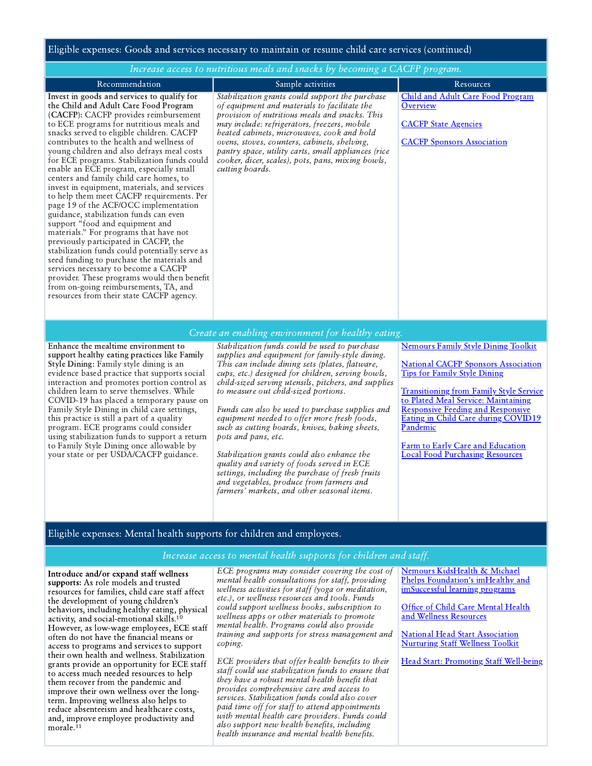## Eligible expenses: Goods and services necessary to maintain or resume child care services (continued)

### *Increase access to nutritious meals and snacks by becoming a CACFP program.*

| Recommendation | Sample activities | Resources |
|---|---|---|
| **Invest in goods and services to qualify for the Child and Adult Care Food Program (CACFP):** CACFP provides reimbursement to ECE programs for nutritious meals and snacks served to eligible children. CACFP contributes to the health and wellness of young children and also defrays meal costs for ECE programs. Stabilization funds could enable an ECE program, especially small centers and family child care homes, to invest in equipment, materials, and services to help them meet CACFP requirements. Per page 19 of the ACF/OCC implementation guidance, stabilization funds can even support "food and equipment and materials." For programs that have not previously participated in CACFP, the stabilization funds could potentially serve as seed funding to purchase the materials and services necessary to become a CACFP provider. These programs would then benefit from on-going reimbursements, TA, and resources from their state CACFP agency. | *Stabilization grants could support the purchase of equipment and materials to facilitate the provision of nutritious meals and snacks. This may include: refrigerators, freezers, mobile heated cabinets, microwaves, cook and hold ovens, stoves, counters, cabinets, shelving, pantry space, utility carts, small appliances (rice cooker, dicer, scales), pots, pans, mixing bowls, cutting boards.* | Child and Adult Care Food Program Overview<br><br>CACFP State Agencies<br><br>CACFP Sponsors Association |

### *Create an enabling environment for healthy eating.*

| Recommendation | Sample activities | Resources |
|---|---|---|
| **Enhance the mealtime environment to support healthy eating practices like Family Style Dining:** Family style dining is an evidence based practice that supports social interaction and promotes portion control as children learn to serve themselves. While COVID-19 has placed a temporary pause on Family Style Dining in child care settings, this practice is still a part of a quality program. ECE programs could consider using stabilization funds to support a return to Family Style Dining once allowable by your state or per USDA/CACFP guidance. | *Stabilization funds could be used to purchase supplies and equipment for family-style dining. This can include dining sets (plates, flatware, cups, etc.) designed for children, serving bowls, child-sized serving utensils, pitchers, and supplies to measure out child-sized portions.*<br><br>*Funds can also be used to purchase supplies and equipment needed to offer more fresh foods, such as cutting boards, knives, baking sheets, pots and pans, etc.*<br><br>*Stabilization grants could also enhance the quality and variety of foods served in ECE settings, including the purchase of fresh fruits and vegetables, produce from farmers and farmers' markets, and other seasonal items.* | Nemours Family Style Dining Toolkit<br><br>National CACFP Sponsors Association Tips for Family Style Dining<br><br>Transitioning from Family Style Service to Plated Meal Service: Maintaining Responsive Feeding and Responsive Eating in Child Care during COVID19 Pandemic<br><br>Farm to Early Care and Education Local Food Purchasing Resources |

## Eligible expenses: Mental health supports for children and employees.

### *Increase access to mental health supports for children and staff.*

| Recommendation | Sample activities | Resources |
|---|---|---|
| **Introduce and/or expand staff wellness supports:** As role models and trusted resources for families, child care staff affect the development of young children's behaviors, including healthy eating, physical activity, and social-emotional skills.[10] However, as low-wage employees, ECE staff often do not have the financial means or access to programs and services to support their own health and wellness. Stabilization grants provide an opportunity for ECE staff to access much needed resources to help them recover from the pandemic and improve their own wellness over the long-term. Improving wellness also helps to reduce absenteeism and healthcare costs, and, improve employee productivity and morale.[11] | *ECE programs may consider covering the cost of mental health consultations for staff, providing wellness activities for staff (yoga or meditation, etc.), or wellness resources and tools. Funds could support wellness books, subscription to wellness apps or other materials to promote mental health. Programs could also provide training and supports for stress management and coping.*<br><br>*ECE providers that offer health benefits to their staff could use stabilization funds to ensure that they have a robust mental health benefit that provides comprehensive care and access to services. Stabilization funds could also cover paid time off for staff to attend appointments with mental health care providers. Funds could also support new health benefits, including health insurance and mental health benefits.* | Nemours KidsHealth & Michael Phelps Foundation's imHealthy and imSuccessful learning programs<br><br>Office of Child Care Mental Health and Wellness Resources<br><br>National Head Start Association Nurturing Staff Wellness Toolkit<br><br>Head Start: Promoting Staff Well-being |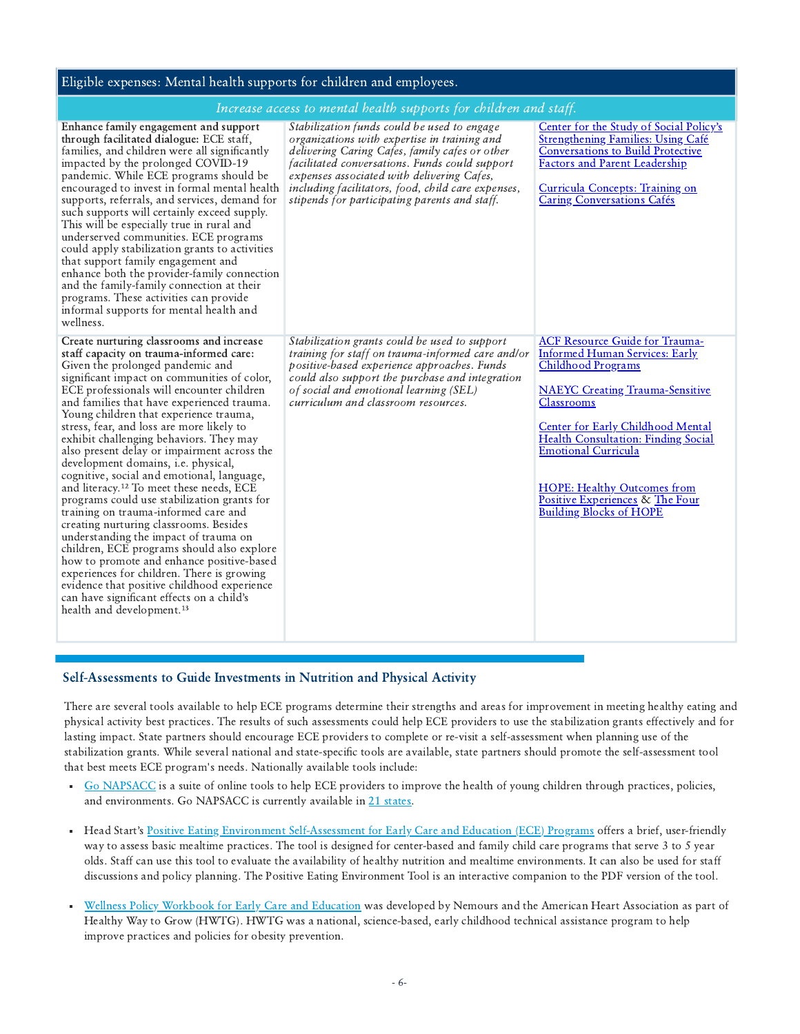| Eligible expenses: Mental health supports for children and employees. | | |
|---|---|---|
| *Increase access to mental health supports for children and staff.* | | |
| **Enhance family engagement and support through facilitated dialogue:** ECE staff, families, and children were all significantly impacted by the prolonged COVID-19 pandemic. While ECE programs should be encouraged to invest in formal mental health supports, referrals, and services, demand for such supports will certainly exceed supply. This will be especially true in rural and underserved communities. ECE programs could apply stabilization grants to activities that support family engagement and enhance both the provider-family connection and the family-family connection at their programs. These activities can provide informal supports for mental health and wellness. | *Stabilization funds could be used to engage organizations with expertise in training and delivering Caring Cafes, family cafes or other facilitated conversations. Funds could support expenses associated with delivering Cafes, including facilitators, food, child care expenses, stipends for participating parents and staff.* | Center for the Study of Social Policy's Strengthening Families: Using Café Conversations to Build Protective Factors and Parent Leadership<br><br>Curricula Concepts: Training on Caring Conversations Cafés |
| **Create nurturing classrooms and increase staff capacity on trauma-informed care:** Given the prolonged pandemic and significant impact on communities of color, ECE professionals will encounter children and families that have experienced trauma. Young children that experience trauma, stress, fear, and loss are more likely to exhibit challenging behaviors. They may also present delay or impairment across the development domains, i.e. physical, cognitive, social and emotional, language, and literacy.[12] To meet these needs, ECE programs could use stabilization grants for training on trauma-informed care and creating nurturing classrooms. Besides understanding the impact of trauma on children, ECE programs should also explore how to promote and enhance positive-based experiences for children. There is growing evidence that positive childhood experience can have significant effects on a child's health and development.[13] | *Stabilization grants could be used to support training for staff on trauma-informed care and/or positive-based experience approaches. Funds could also support the purchase and integration of social and emotional learning (SEL) curriculum and classroom resources.* | ACF Resource Guide for Trauma-Informed Human Services: Early Childhood Programs<br><br>NAEYC Creating Trauma-Sensitive Classrooms<br><br>Center for Early Childhood Mental Health Consultation: Finding Social Emotional Curricula<br><br>HOPE: Healthy Outcomes from Positive Experiences & The Four Building Blocks of HOPE |

## Self-Assessments to Guide Investments in Nutrition and Physical Activity

There are several tools available to help ECE programs determine their strengths and areas for improvement in meeting healthy eating and physical activity best practices. The results of such assessments could help ECE providers to use the stabilization grants effectively and for lasting impact. State partners should encourage ECE providers to complete or re-visit a self-assessment when planning use of the stabilization grants. While several national and state-specific tools are available, state partners should promote the self-assessment tool that best meets ECE program's needs. Nationally available tools include:

- Go NAPSACC is a suite of online tools to help ECE providers to improve the health of young children through practices, policies, and environments. Go NAPSACC is currently available in 21 states.
- Head Start's Positive Eating Environment Self-Assessment for Early Care and Education (ECE) Programs offers a brief, user-friendly way to assess basic mealtime practices. The tool is designed for center-based and family child care programs that serve 3 to 5 year olds. Staff can use this tool to evaluate the availability of healthy nutrition and mealtime environments. It can also be used for staff discussions and policy planning. The Positive Eating Environment Tool is an interactive companion to the PDF version of the tool.
- Wellness Policy Workbook for Early Care and Education was developed by Nemours and the American Heart Association as part of Healthy Way to Grow (HWTG). HWTG was a national, science-based, early childhood technical assistance program to help improve practices and policies for obesity prevention.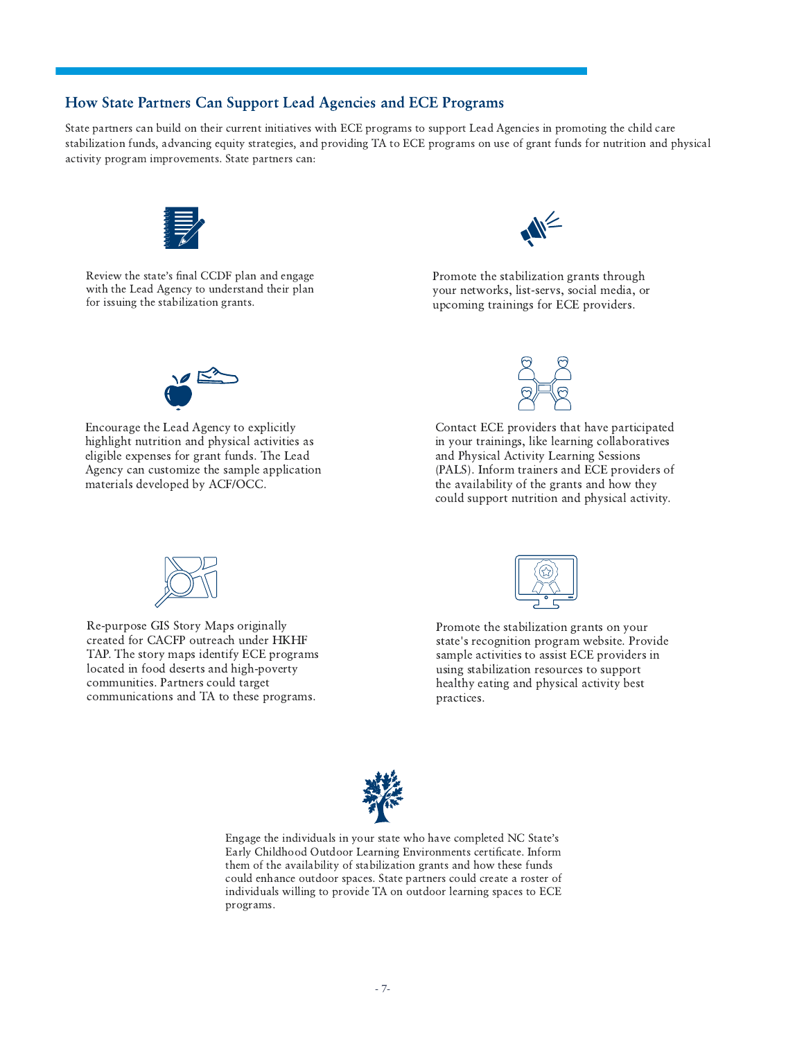## How State Partners Can Support Lead Agencies and ECE Programs

State partners can build on their current initiatives with ECE programs to support Lead Agencies in promoting the child care stabilization funds, advancing equity strategies, and providing TA to ECE programs on use of grant funds for nutrition and physical activity program improvements. State partners can:

Review the state's final CCDF plan and engage with the Lead Agency to understand their plan for issuing the stabilization grants.

Promote the stabilization grants through your networks, list-servs, social media, or upcoming trainings for ECE providers.

Encourage the Lead Agency to explicitly highlight nutrition and physical activities as eligible expenses for grant funds. The Lead Agency can customize the sample application materials developed by ACF/OCC.

Contact ECE providers that have participated in your trainings, like learning collaboratives and Physical Activity Learning Sessions (PALS). Inform trainers and ECE providers of the availability of the grants and how they could support nutrition and physical activity.

Re-purpose GIS Story Maps originally created for CACFP outreach under HKHF TAP. The story maps identify ECE programs located in food deserts and high-poverty communities. Partners could target communications and TA to these programs.

Promote the stabilization grants on your state's recognition program website. Provide sample activities to assist ECE providers in using stabilization resources to support healthy eating and physical activity best practices.

Engage the individuals in your state who have completed NC State's Early Childhood Outdoor Learning Environments certificate. Inform them of the availability of stabilization grants and how these funds could enhance outdoor spaces. State partners could create a roster of individuals willing to provide TA on outdoor learning spaces to ECE programs.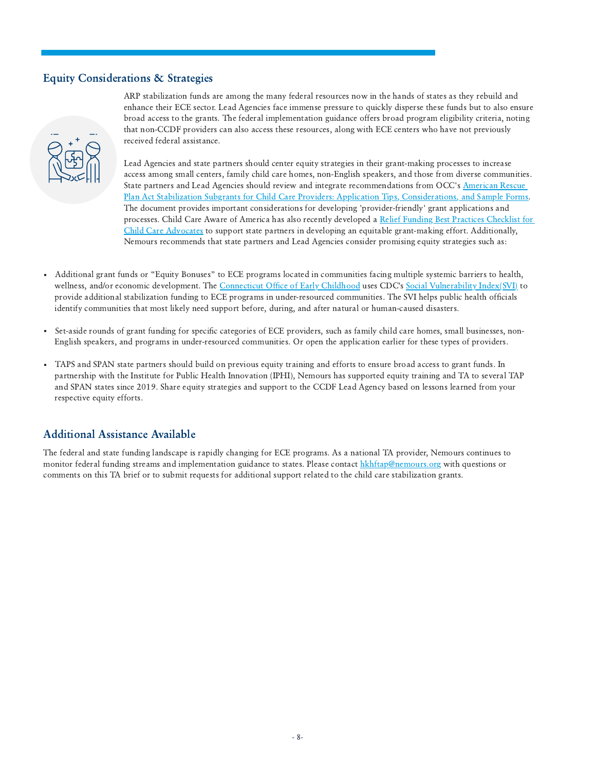## Equity Considerations & Strategies

ARP stabilization funds are among the many federal resources now in the hands of states as they rebuild and enhance their ECE sector. Lead Agencies face immense pressure to quickly disperse these funds but to also ensure broad access to the grants. The federal implementation guidance offers broad program eligibility criteria, noting that non-CCDF providers can also access these resources, along with ECE centers who have not previously received federal assistance.

Lead Agencies and state partners should center equity strategies in their grant-making processes to increase access among small centers, family child care homes, non-English speakers, and those from diverse communities. State partners and Lead Agencies should review and integrate recommendations from OCC's American Rescue Plan Act Stabilization Subgrants for Child Care Providers: Application Tips, Considerations, and Sample Forms. The document provides important considerations for developing 'provider-friendly' grant applications and processes. Child Care Aware of America has also recently developed a Relief Funding Best Practices Checklist for Child Care Advocates to support state partners in developing an equitable grant-making effort. Additionally, Nemours recommends that state partners and Lead Agencies consider promising equity strategies such as:

- Additional grant funds or "Equity Bonuses" to ECE programs located in communities facing multiple systemic barriers to health, wellness, and/or economic development. The Connecticut Office of Early Childhood uses CDC's Social Vulnerability Index(SVI) to provide additional stabilization funding to ECE programs in under-resourced communities. The SVI helps public health officials identify communities that most likely need support before, during, and after natural or human-caused disasters.

- Set-aside rounds of grant funding for specific categories of ECE providers, such as family child care homes, small businesses, non-English speakers, and programs in under-resourced communities. Or open the application earlier for these types of providers.

- TAPS and SPAN state partners should build on previous equity training and efforts to ensure broad access to grant funds. In partnership with the Institute for Public Health Innovation (IPHI), Nemours has supported equity training and TA to several TAP and SPAN states since 2019. Share equity strategies and support to the CCDF Lead Agency based on lessons learned from your respective equity efforts.

## Additional Assistance Available

The federal and state funding landscape is rapidly changing for ECE programs. As a national TA provider, Nemours continues to monitor federal funding streams and implementation guidance to states. Please contact hkhftap@nemours.org with questions or comments on this TA brief or to submit requests for additional support related to the child care stabilization grants.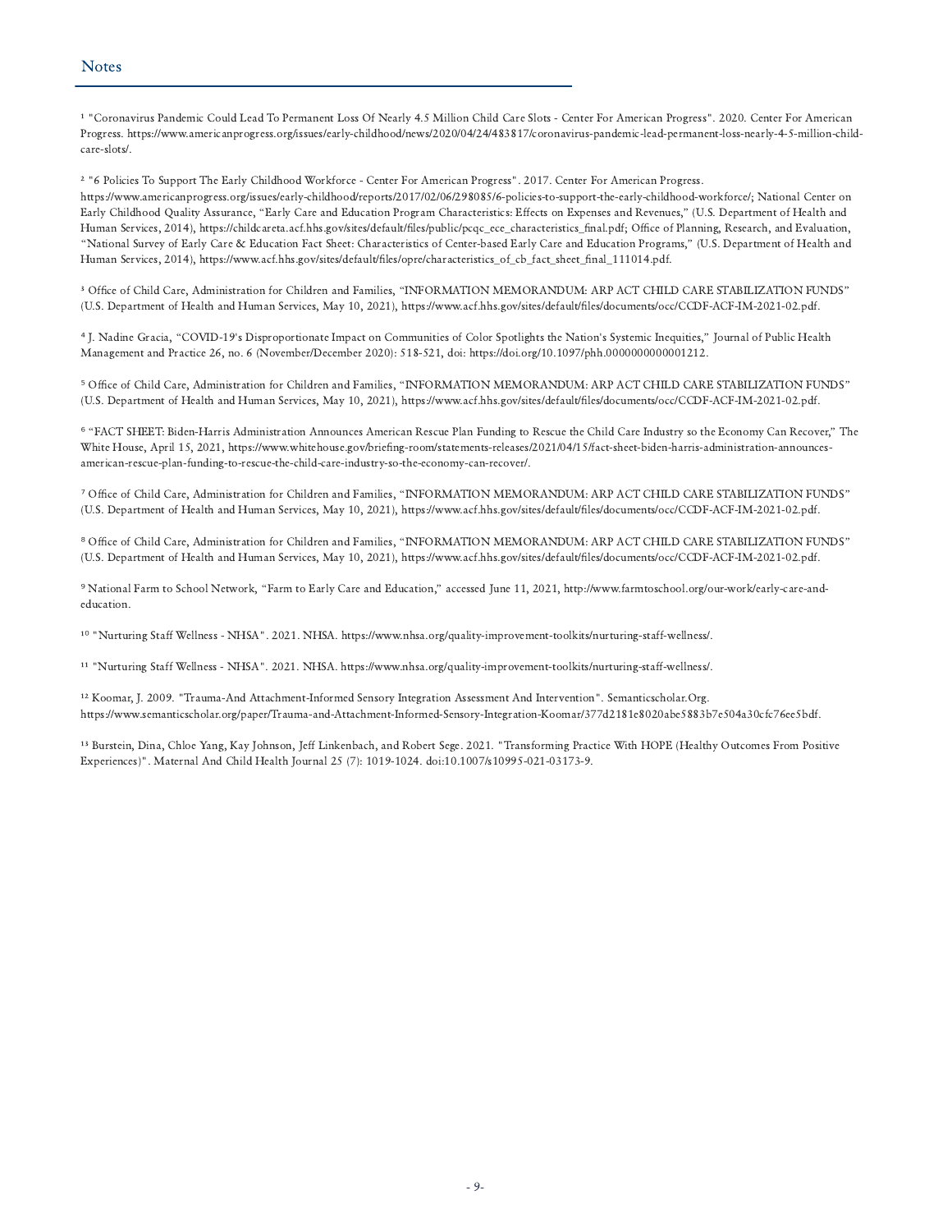## Notes

[1] "Coronavirus Pandemic Could Lead To Permanent Loss Of Nearly 4.5 Million Child Care Slots - Center For American Progress". 2020. Center For American Progress. https://www.americanprogress.org/issues/early-childhood/news/2020/04/24/483817/coronavirus-pandemic-lead-permanent-loss-nearly-4-5-million-child-care-slots/.

[2] "6 Policies To Support The Early Childhood Workforce - Center For American Progress". 2017. Center For American Progress. https://www.americanprogress.org/issues/early-childhood/reports/2017/02/06/298085/6-policies-to-support-the-early-childhood-workforce/; National Center on Early Childhood Quality Assurance, "Early Care and Education Program Characteristics: Effects on Expenses and Revenues," (U.S. Department of Health and Human Services, 2014), https://childcareta.acf.hhs.gov/sites/default/files/public/pcqc_ece_characteristics_final.pdf; Office of Planning, Research, and Evaluation, "National Survey of Early Care & Education Fact Sheet: Characteristics of Center-based Early Care and Education Programs," (U.S. Department of Health and Human Services, 2014), https://www.acf.hhs.gov/sites/default/files/opre/characteristics_of_cb_fact_sheet_final_111014.pdf.

[3] Office of Child Care, Administration for Children and Families, "INFORMATION MEMORANDUM: ARP ACT CHILD CARE STABILIZATION FUNDS" (U.S. Department of Health and Human Services, May 10, 2021), https://www.acf.hhs.gov/sites/default/files/documents/occ/CCDF-ACF-IM-2021-02.pdf.

[4] J. Nadine Gracia, "COVID-19's Disproportionate Impact on Communities of Color Spotlights the Nation's Systemic Inequities," Journal of Public Health Management and Practice 26, no. 6 (November/December 2020): 518-521, doi: https://doi.org/10.1097/phh.0000000000001212.

[5] Office of Child Care, Administration for Children and Families, "INFORMATION MEMORANDUM: ARP ACT CHILD CARE STABILIZATION FUNDS" (U.S. Department of Health and Human Services, May 10, 2021), https://www.acf.hhs.gov/sites/default/files/documents/occ/CCDF-ACF-IM-2021-02.pdf.

[6] "FACT SHEET: Biden-Harris Administration Announces American Rescue Plan Funding to Rescue the Child Care Industry so the Economy Can Recover," The White House, April 15, 2021, https://www.whitehouse.gov/briefing-room/statements-releases/2021/04/15/fact-sheet-biden-harris-administration-announces-american-rescue-plan-funding-to-rescue-the-child-care-industry-so-the-economy-can-recover/.

[7] Office of Child Care, Administration for Children and Families, "INFORMATION MEMORANDUM: ARP ACT CHILD CARE STABILIZATION FUNDS" (U.S. Department of Health and Human Services, May 10, 2021), https://www.acf.hhs.gov/sites/default/files/documents/occ/CCDF-ACF-IM-2021-02.pdf.

[8] Office of Child Care, Administration for Children and Families, "INFORMATION MEMORANDUM: ARP ACT CHILD CARE STABILIZATION FUNDS" (U.S. Department of Health and Human Services, May 10, 2021), https://www.acf.hhs.gov/sites/default/files/documents/occ/CCDF-ACF-IM-2021-02.pdf.

[9] National Farm to School Network, "Farm to Early Care and Education," accessed June 11, 2021, http://www.farmtoschool.org/our-work/early-care-and-education.

[10] "Nurturing Staff Wellness - NHSA". 2021. NHSA. https://www.nhsa.org/quality-improvement-toolkits/nurturing-staff-wellness/.

[11] "Nurturing Staff Wellness - NHSA". 2021. NHSA. https://www.nhsa.org/quality-improvement-toolkits/nurturing-staff-wellness/.

[12] Koomar, J. 2009. "Trauma-And Attachment-Informed Sensory Integration Assessment And Intervention". Semanticscholar.Org. https://www.semanticscholar.org/paper/Trauma-and-Attachment-Informed-Sensory-Integration-Koomar/377d2181e8020abe5883b7e504a30cfc76ee5bdf.

[13] Burstein, Dina, Chloe Yang, Kay Johnson, Jeff Linkenbach, and Robert Sege. 2021. "Transforming Practice With HOPE (Healthy Outcomes From Positive Experiences)". Maternal And Child Health Journal 25 (7): 1019-1024. doi:10.1007/s10995-021-03173-9.